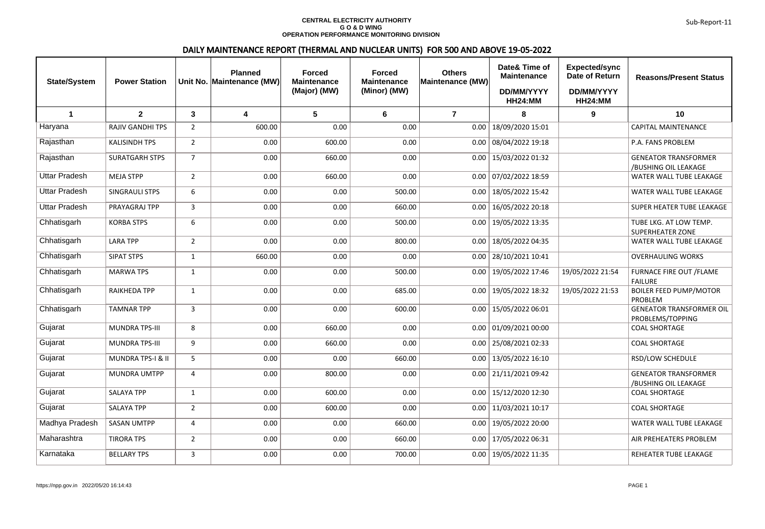**CENTRAL ELECTRICITY AUTHORITY**
**G O & D WING**
**OPERATION PERFORMANCE MONITORING DIVISION**

Sub-Report-11

## DAILY MAINTENANCE REPORT (THERMAL AND NUCLEAR UNITS) FOR 500 AND ABOVE 19-05-2022

| State/System | Power Station | Unit No. | Planned Maintenance (MW) | Forced Maintenance (Major) (MW) | Forced Maintenance (Minor) (MW) | Others Maintenance (MW) | Date& Time of Maintenance DD/MM/YYYY HH24:MM | Expected/sync Date of Return DD/MM/YYYY HH24:MM | Reasons/Present Status |
|---|---|---|---|---|---|---|---|---|---|
| 1 | 2 | 3 | 4 | 5 | 6 | 7 | 8 | 9 | 10 |
| Haryana | RAJIV GANDHI TPS | 2 | 600.00 | 0.00 | 0.00 | 0.00 | 18/09/2020 15:01 | | CAPITAL MAINTENANCE |
| Rajasthan | KALISINDH TPS | 2 | 0.00 | 600.00 | 0.00 | 0.00 | 08/04/2022 19:18 | | P.A. FANS PROBLEM |
| Rajasthan | SURATGARH STPS | 7 | 0.00 | 660.00 | 0.00 | 0.00 | 15/03/2022 01:32 | | GENEATOR TRANSFORMER /BUSHING OIL LEAKAGE |
| Uttar Pradesh | MEJA STPP | 2 | 0.00 | 660.00 | 0.00 | 0.00 | 07/02/2022 18:59 | | WATER WALL TUBE LEAKAGE |
| Uttar Pradesh | SINGRAULI STPS | 6 | 0.00 | 0.00 | 500.00 | 0.00 | 18/05/2022 15:42 | | WATER WALL TUBE LEAKAGE |
| Uttar Pradesh | PRAYAGRAJ TPP | 3 | 0.00 | 0.00 | 660.00 | 0.00 | 16/05/2022 20:18 | | SUPER HEATER TUBE LEAKAGE |
| Chhatisgarh | KORBA STPS | 6 | 0.00 | 0.00 | 500.00 | 0.00 | 19/05/2022 13:35 | | TUBE LKG. AT LOW TEMP. SUPERHEATER ZONE |
| Chhatisgarh | LARA TPP | 2 | 0.00 | 0.00 | 800.00 | 0.00 | 18/05/2022 04:35 | | WATER WALL TUBE LEAKAGE |
| Chhatisgarh | SIPAT STPS | 1 | 660.00 | 0.00 | 0.00 | 0.00 | 28/10/2021 10:41 | | OVERHAULING WORKS |
| Chhatisgarh | MARWA TPS | 1 | 0.00 | 0.00 | 500.00 | 0.00 | 19/05/2022 17:46 | 19/05/2022 21:54 | FURNACE FIRE OUT /FLAME FAILURE |
| Chhatisgarh | RAIKHEDA TPP | 1 | 0.00 | 0.00 | 685.00 | 0.00 | 19/05/2022 18:32 | 19/05/2022 21:53 | BOILER FEED PUMP/MOTOR PROBLEM |
| Chhatisgarh | TAMNAR TPP | 3 | 0.00 | 0.00 | 600.00 | 0.00 | 15/05/2022 06:01 | | GENEATOR TRANSFORMER OIL PROBLEMS/TOPPING |
| Gujarat | MUNDRA TPS-III | 8 | 0.00 | 660.00 | 0.00 | 0.00 | 01/09/2021 00:00 | | COAL SHORTAGE |
| Gujarat | MUNDRA TPS-III | 9 | 0.00 | 660.00 | 0.00 | 0.00 | 25/08/2021 02:33 | | COAL SHORTAGE |
| Gujarat | MUNDRA TPS-I & II | 5 | 0.00 | 0.00 | 660.00 | 0.00 | 13/05/2022 16:10 | | RSD/LOW SCHEDULE |
| Gujarat | MUNDRA UMTPP | 4 | 0.00 | 800.00 | 0.00 | 0.00 | 21/11/2021 09:42 | | GENEATOR TRANSFORMER /BUSHING OIL LEAKAGE |
| Gujarat | SALAYA TPP | 1 | 0.00 | 600.00 | 0.00 | 0.00 | 15/12/2020 12:30 | | COAL SHORTAGE |
| Gujarat | SALAYA TPP | 2 | 0.00 | 600.00 | 0.00 | 0.00 | 11/03/2021 10:17 | | COAL SHORTAGE |
| Madhya Pradesh | SASAN UMTPP | 4 | 0.00 | 0.00 | 660.00 | 0.00 | 19/05/2022 20:00 | | WATER WALL TUBE LEAKAGE |
| Maharashtra | TIRORA TPS | 2 | 0.00 | 0.00 | 660.00 | 0.00 | 17/05/2022 06:31 | | AIR PREHEATERS PROBLEM |
| Karnataka | BELLARY TPS | 3 | 0.00 | 0.00 | 700.00 | 0.00 | 19/05/2022 11:35 | | REHEATER TUBE LEAKAGE |

https://npp.gov.in 2022/05/20 16:14:43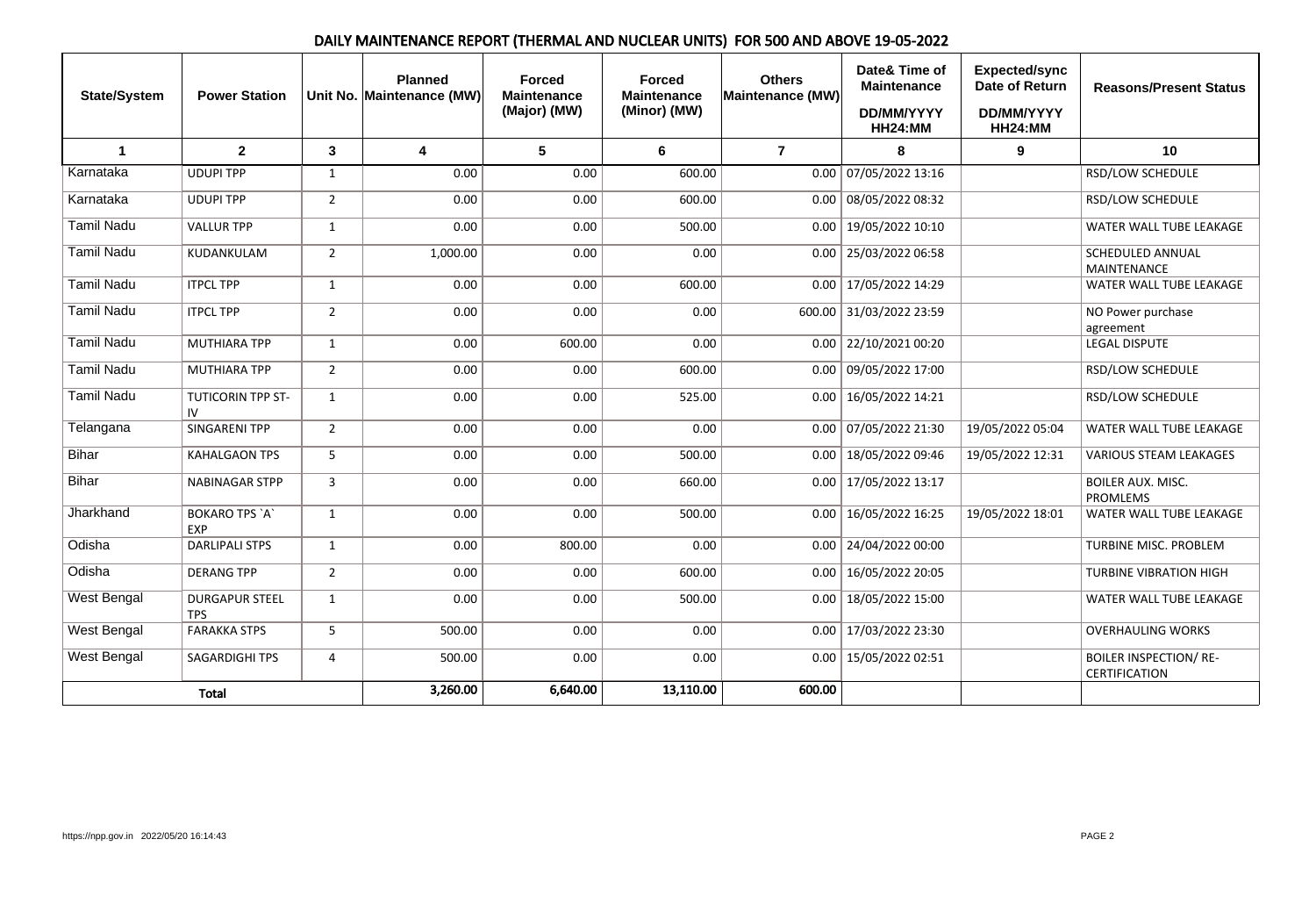# DAILY MAINTENANCE REPORT (THERMAL AND NUCLEAR UNITS) FOR 500 AND ABOVE 19-05-2022

| State/System | Power Station | Unit No. | Planned Maintenance (MW) | Forced Maintenance (Major) (MW) | Forced Maintenance (Minor) (MW) | Others Maintenance (MW) | Date& Time of Maintenance DD/MM/YYYY HH24:MM | Expected/sync Date of Return DD/MM/YYYY HH24:MM | Reasons/Present Status |
|---|---|---|---|---|---|---|---|---|---|
| 1 | 2 | 3 | 4 | 5 | 6 | 7 | 8 | 9 | 10 |
| Karnataka | UDUPI TPP | 1 | 0.00 | 0.00 | 600.00 | 0.00 | 07/05/2022 13:16 | | RSD/LOW SCHEDULE |
| Karnataka | UDUPI TPP | 2 | 0.00 | 0.00 | 600.00 | 0.00 | 08/05/2022 08:32 | | RSD/LOW SCHEDULE |
| Tamil Nadu | VALLUR TPP | 1 | 0.00 | 0.00 | 500.00 | 0.00 | 19/05/2022 10:10 | | WATER WALL TUBE LEAKAGE |
| Tamil Nadu | KUDANKULAM | 2 | 1,000.00 | 0.00 | 0.00 | 0.00 | 25/03/2022 06:58 | | SCHEDULED ANNUAL MAINTENANCE |
| Tamil Nadu | ITPCL TPP | 1 | 0.00 | 0.00 | 600.00 | 0.00 | 17/05/2022 14:29 | | WATER WALL TUBE LEAKAGE |
| Tamil Nadu | ITPCL TPP | 2 | 0.00 | 0.00 | 0.00 | 600.00 | 31/03/2022 23:59 | | NO Power purchase agreement |
| Tamil Nadu | MUTHIARA TPP | 1 | 0.00 | 600.00 | 0.00 | 0.00 | 22/10/2021 00:20 | | LEGAL DISPUTE |
| Tamil Nadu | MUTHIARA TPP | 2 | 0.00 | 0.00 | 600.00 | 0.00 | 09/05/2022 17:00 | | RSD/LOW SCHEDULE |
| Tamil Nadu | TUTICORIN TPP ST-IV | 1 | 0.00 | 0.00 | 525.00 | 0.00 | 16/05/2022 14:21 | | RSD/LOW SCHEDULE |
| Telangana | SINGARENI TPP | 2 | 0.00 | 0.00 | 0.00 | 0.00 | 07/05/2022 21:30 | 19/05/2022 05:04 | WATER WALL TUBE LEAKAGE |
| Bihar | KAHALGAON TPS | 5 | 0.00 | 0.00 | 500.00 | 0.00 | 18/05/2022 09:46 | 19/05/2022 12:31 | VARIOUS STEAM LEAKAGES |
| Bihar | NABINAGAR STPP | 3 | 0.00 | 0.00 | 660.00 | 0.00 | 17/05/2022 13:17 | | BOILER AUX. MISC. PROMLEMS |
| Jharkhand | BOKARO TPS `A` EXP | 1 | 0.00 | 0.00 | 500.00 | 0.00 | 16/05/2022 16:25 | 19/05/2022 18:01 | WATER WALL TUBE LEAKAGE |
| Odisha | DARLIPALI STPS | 1 | 0.00 | 800.00 | 0.00 | 0.00 | 24/04/2022 00:00 | | TURBINE MISC. PROBLEM |
| Odisha | DERANG TPP | 2 | 0.00 | 0.00 | 600.00 | 0.00 | 16/05/2022 20:05 | | TURBINE VIBRATION HIGH |
| West Bengal | DURGAPUR STEEL TPS | 1 | 0.00 | 0.00 | 500.00 | 0.00 | 18/05/2022 15:00 | | WATER WALL TUBE LEAKAGE |
| West Bengal | FARAKKA STPS | 5 | 500.00 | 0.00 | 0.00 | 0.00 | 17/03/2022 23:30 | | OVERHAULING WORKS |
| West Bengal | SAGARDIGHI TPS | 4 | 500.00 | 0.00 | 0.00 | 0.00 | 15/05/2022 02:51 | | BOILER INSPECTION/ RE-CERTIFICATION |
| **Total** | | | **3,260.00** | **6,640.00** | **13,110.00** | **600.00** | | | |

https://npp.gov.in 2022/05/20 16:14:43